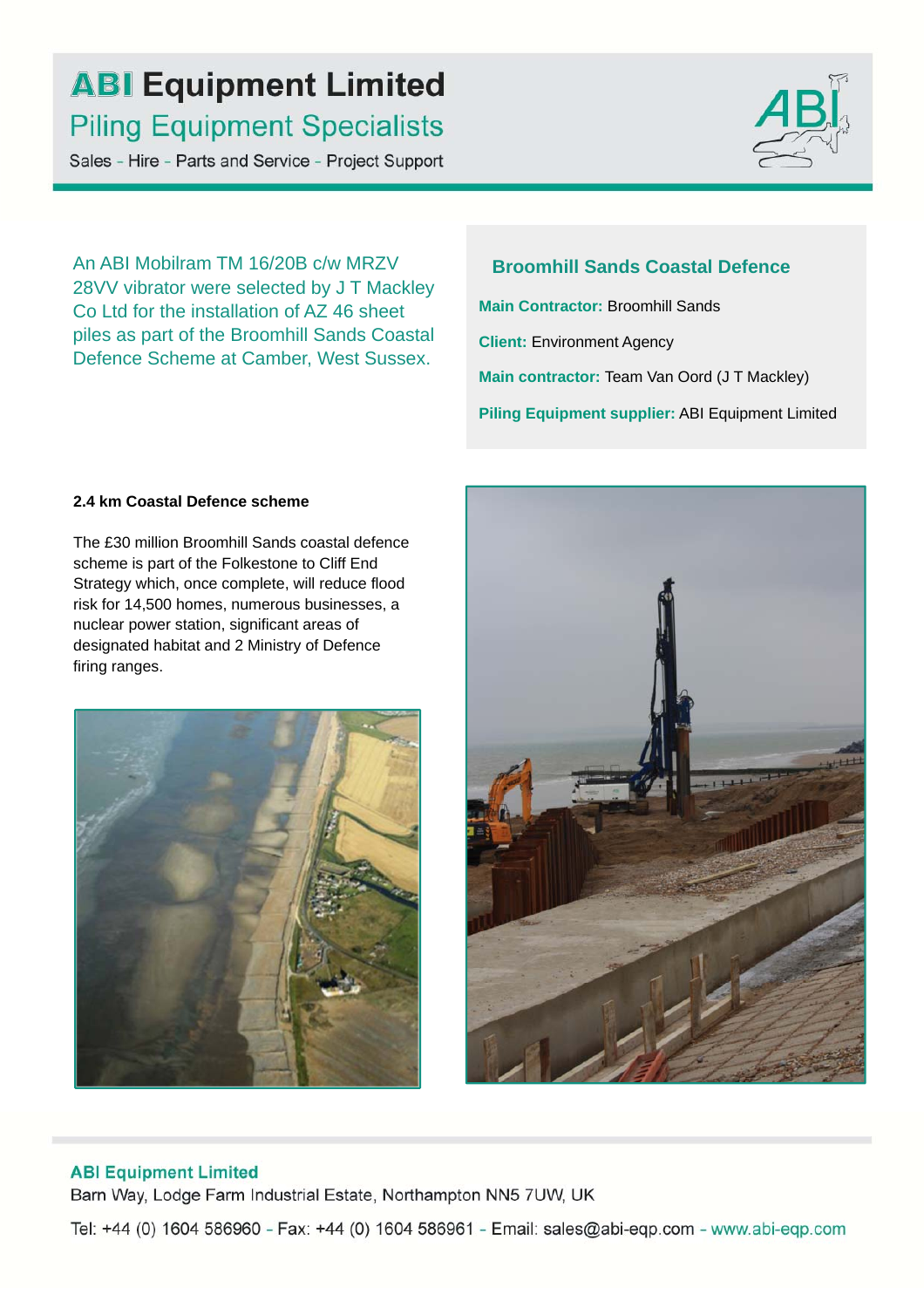# ABI Equipment Limited

## Piling Equipment Specialists

Sales - Hire - Parts and Service - Project Support

An ABI Mobilram TM 16/20B c/w MRZV 28VV vibrator were selected by J T Mackley Co Ltd for the installation of AZ 46 sheet piles as part of the Broomhill Sands Coastal Defence Scheme at Camber, West Sussex.

### Broomhill Sands Coastal Defence

**Main Contractor:** Broomhill Sands

**Client:** Environment Agency

**Main contractor:** Team Van Oord (J T Mackley)

**Piling Equipment supplier:** ABI Equipment Limited

**2.4 km Coastal Defence scheme**

The £30 million Broomhill Sands coastal defence scheme is part of the Folkestone to Cliff End Strategy which, once complete, will reduce flood risk for 14,500 homes, numerous businesses, a nuclear power station, significant areas of designated habitat and 2 Ministry of Defence firing ranges.

**ABI Equipment Limited**

Barn Way, Lodge Farm Industrial Estate, Northampton NN5 7UW, UK

Tel: +44 (0) 1604 586960 - Fax: +44 (0) 1604 586961 - Email: sales@abi-eqp.com - www.abi-eqp.com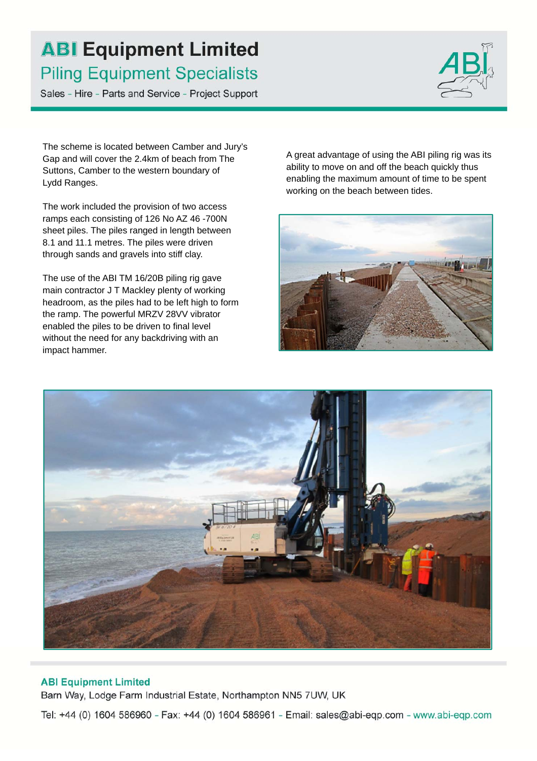# ABI Equipment Limited

## Piling Equipment Specialists

Sales - Hire - Parts and Service - Project Support

The scheme is located between Camber and Jury's Gap and will cover the 2.4km of beach from The Suttons, Camber to the western boundary of Lydd Ranges.

The work included the provision of two access ramps each consisting of 126 No AZ 46 -700N sheet piles. The piles ranged in length between 8.1 and 11.1 metres. The piles were driven through sands and gravels into stiff clay.

The use of the ABI TM 16/20B piling rig gave main contractor J T Mackley plenty of working headroom, as the piles had to be left high to form the ramp. The powerful MRZV 28VV vibrator enabled the piles to be driven to final level without the need for any backdriving with an impact hammer.

A great advantage of using the ABI piling rig was its ability to move on and off the beach quickly thus enabling the maximum amount of time to be spent working on the beach between tides.

**ABI Equipment Limited**
Barn Way, Lodge Farm Industrial Estate, Northampton NN5 7UW, UK

Tel: +44 (0) 1604 586960 - Fax: +44 (0) 1604 586961 - Email: sales@abi-eqp.com - www.abi-eqp.com